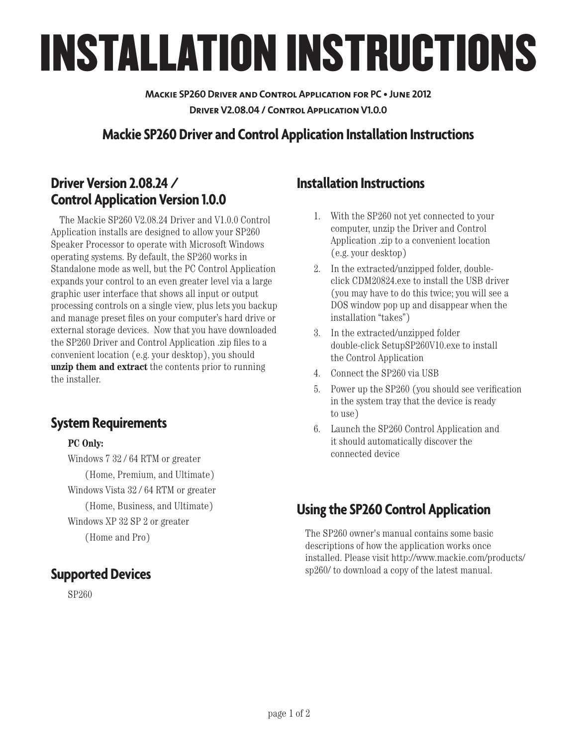# INSTALLATION INSTRUCTIONS

**Mackie SP260 Driver and Control Application for PC • June 2012**

**Driver V2.08.04 / Control Application V1.0.0**

## Mackie SP260 Driver and Control Application Installation Instructions

### Driver Version 2.08.24 / Control Application Version 1.0.0

The Mackie SP260 V2.08.24 Driver and V1.0.0 Control Application installs are designed to allow your SP260 Speaker Processor to operate with Microsoft Windows operating systems. By default, the SP260 works in Standalone mode as well, but the PC Control Application expands your control to an even greater level via a large graphic user interface that shows all input or output processing controls on a single view, plus lets you backup and manage preset files on your computer's hard drive or external storage devices. Now that you have downloaded the SP260 Driver and Control Application .zip files to a convenient location (e.g. your desktop), you should **unzip them and extract** the contents prior to running the installer.

### System Requirements

**PC Only:**

Windows 7 32 / 64 RTM or greater
(Home, Premium, and Ultimate)

Windows Vista 32 / 64 RTM or greater
(Home, Business, and Ultimate)

Windows XP 32 SP 2 or greater
(Home and Pro)

### Supported Devices

SP260

### Installation Instructions

1. With the SP260 not yet connected to your computer, unzip the Driver and Control Application .zip to a convenient location (e.g. your desktop)
2. In the extracted/unzipped folder, double-click CDM20824.exe to install the USB driver (you may have to do this twice; you will see a DOS window pop up and disappear when the installation "takes")
3. In the extracted/unzipped folder double-click SetupSP260V10.exe to install the Control Application
4. Connect the SP260 via USB
5. Power up the SP260 (you should see verification in the system tray that the device is ready to use)
6. Launch the SP260 Control Application and it should automatically discover the connected device

### Using the SP260 Control Application

The SP260 owner's manual contains some basic descriptions of how the application works once installed. Please visit http://www.mackie.com/products/sp260/ to download a copy of the latest manual.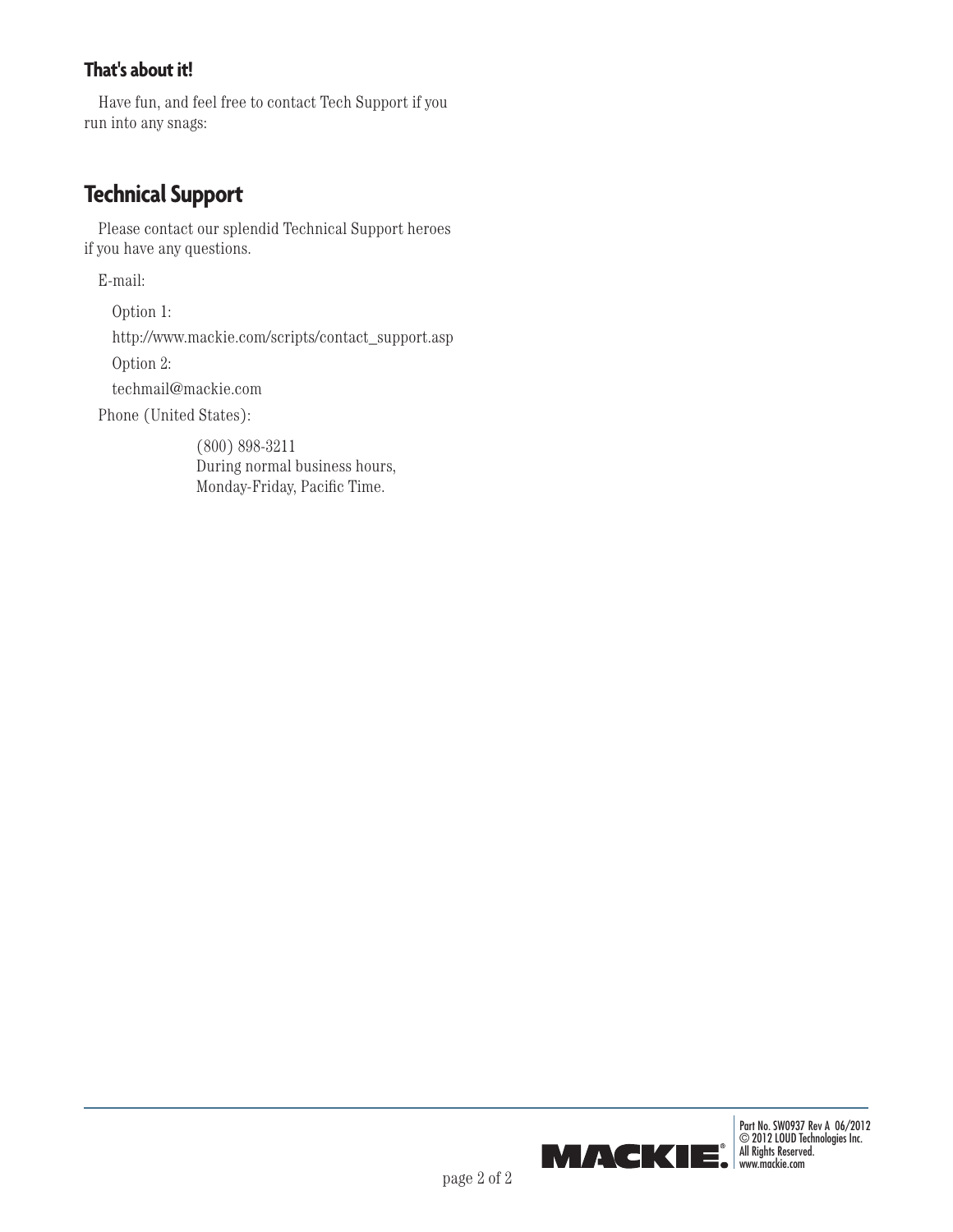### That's about it!

Have fun, and feel free to contact Tech Support if you run into any snags:

## Technical Support

Please contact our splendid Technical Support heroes if you have any questions.

E-mail:

Option 1:

http://www.mackie.com/scripts/contact_support.asp

Option 2:

techmail@mackie.com

Phone (United States):

(800) 898-3211
During normal business hours,
Monday-Friday, Pacific Time.

Part No. SW0937 Rev A 06/2012
© 2012 LOUD Technologies Inc.
All Rights Reserved.
www.mackie.com